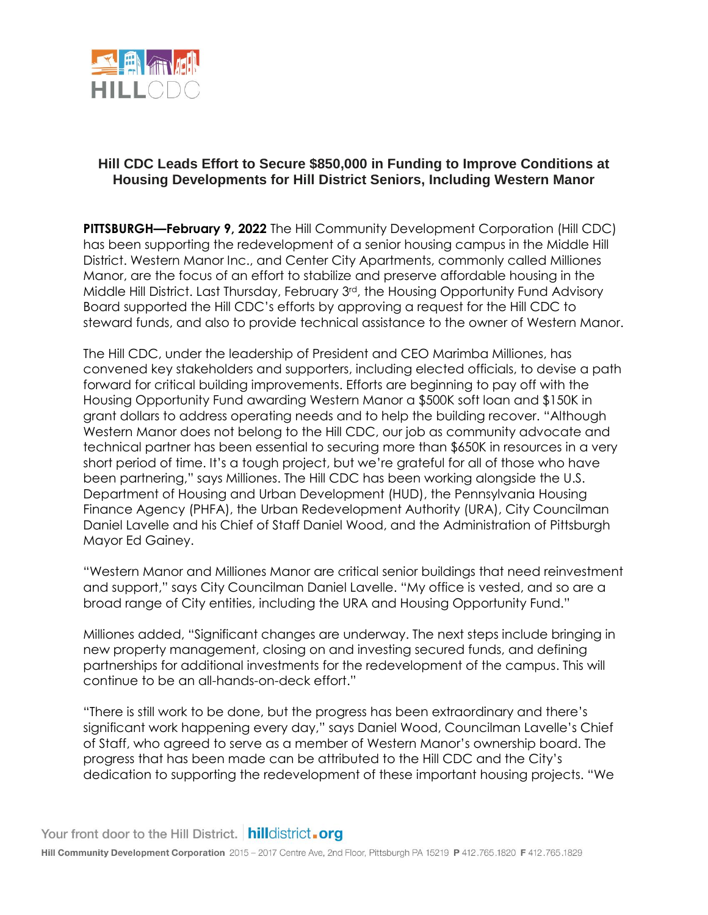# Hill CDC Leads Effort to Secure $850,000 in Funding to Improve Conditions at Housing Developments for Hill District Seniors, Including Western Manor

**PITTSBURGH—February 9, 2022** The Hill Community Development Corporation (Hill CDC) has been supporting the redevelopment of a senior housing campus in the Middle Hill District. Western Manor Inc., and Center City Apartments, commonly called Milliones Manor, are the focus of an effort to stabilize and preserve affordable housing in the Middle Hill District. Last Thursday, February 3rd, the Housing Opportunity Fund Advisory Board supported the Hill CDC's efforts by approving a request for the Hill CDC to steward funds, and also to provide technical assistance to the owner of Western Manor.

The Hill CDC, under the leadership of President and CEO Marimba Milliones, has convened key stakeholders and supporters, including elected officials, to devise a path forward for critical building improvements. Efforts are beginning to pay off with the Housing Opportunity Fund awarding Western Manor a $500K soft loan and $150K in grant dollars to address operating needs and to help the building recover. "Although Western Manor does not belong to the Hill CDC, our job as community advocate and technical partner has been essential to securing more than $650K in resources in a very short period of time. It's a tough project, but we're grateful for all of those who have been partnering," says Milliones. The Hill CDC has been working alongside the U.S. Department of Housing and Urban Development (HUD), the Pennsylvania Housing Finance Agency (PHFA), the Urban Redevelopment Authority (URA), City Councilman Daniel Lavelle and his Chief of Staff Daniel Wood, and the Administration of Pittsburgh Mayor Ed Gainey.

"Western Manor and Milliones Manor are critical senior buildings that need reinvestment and support," says City Councilman Daniel Lavelle. "My office is vested, and so are a broad range of City entities, including the URA and Housing Opportunity Fund."

Milliones added, "Significant changes are underway. The next steps include bringing in new property management, closing on and investing secured funds, and defining partnerships for additional investments for the redevelopment of the campus. This will continue to be an all-hands-on-deck effort."

"There is still work to be done, but the progress has been extraordinary and there's significant work happening every day," says Daniel Wood, Councilman Lavelle's Chief of Staff, who agreed to serve as a member of Western Manor's ownership board. The progress that has been made can be attributed to the Hill CDC and the City's dedication to supporting the redevelopment of these important housing projects. "We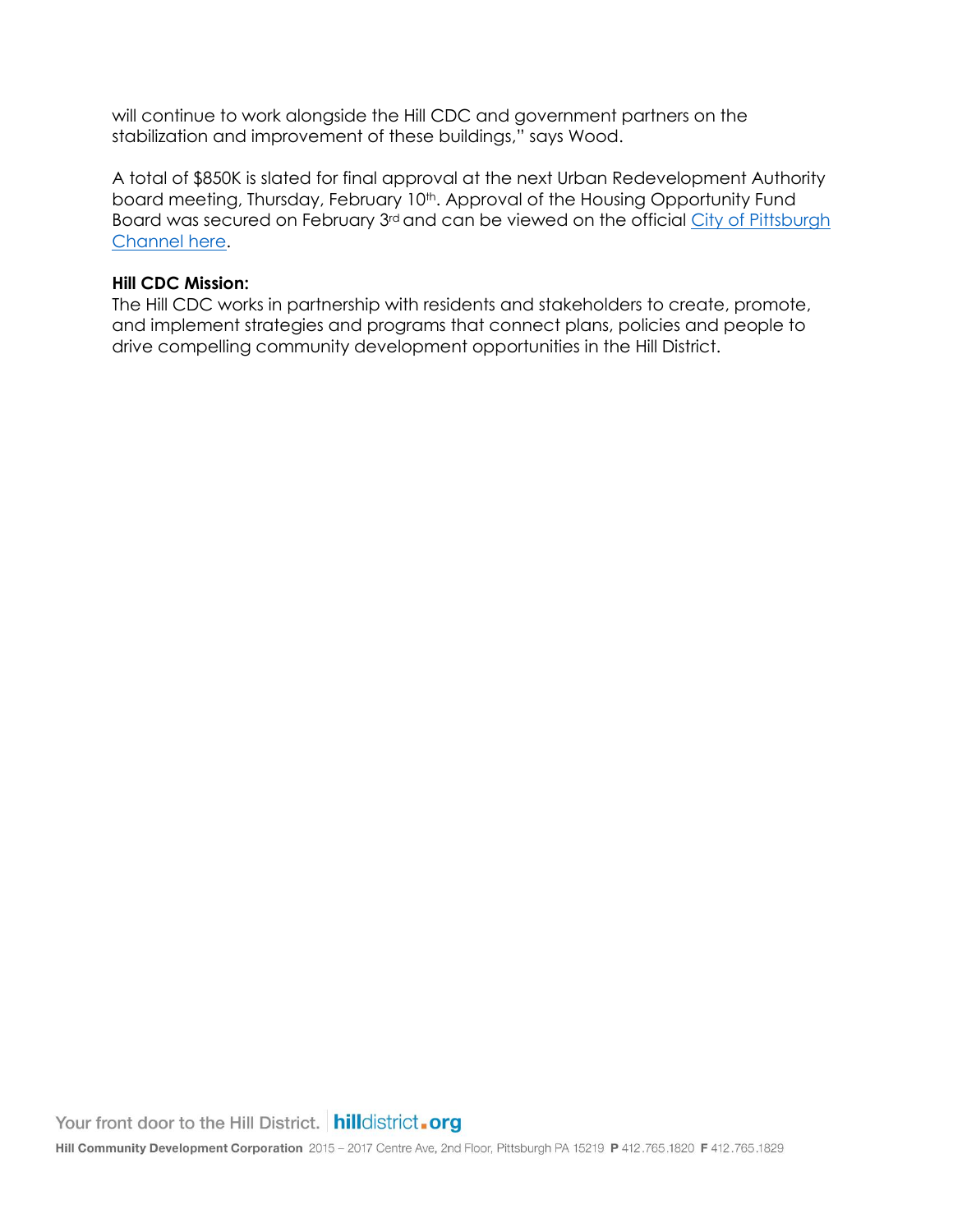will continue to work alongside the Hill CDC and government partners on the stabilization and improvement of these buildings," says Wood.

A total of $850K is slated for final approval at the next Urban Redevelopment Authority board meeting, Thursday, February 10th. Approval of the Housing Opportunity Fund Board was secured on February 3rd and can be viewed on the official City of Pittsburgh Channel here.

**Hill CDC Mission:**
The Hill CDC works in partnership with residents and stakeholders to create, promote, and implement strategies and programs that connect plans, policies and people to drive compelling community development opportunities in the Hill District.